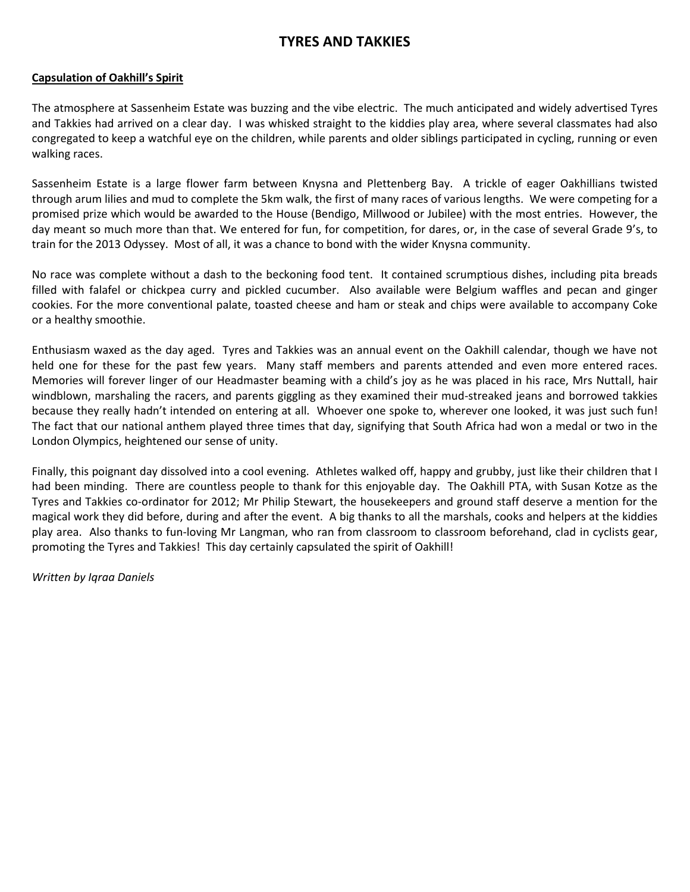# TYRES AND TAKKIES

**Capsulation of Oakhill's Spirit**

The atmosphere at Sassenheim Estate was buzzing and the vibe electric. The much anticipated and widely advertised Tyres and Takkies had arrived on a clear day. I was whisked straight to the kiddies play area, where several classmates had also congregated to keep a watchful eye on the children, while parents and older siblings participated in cycling, running or even walking races.

Sassenheim Estate is a large flower farm between Knysna and Plettenberg Bay. A trickle of eager Oakhillians twisted through arum lilies and mud to complete the 5km walk, the first of many races of various lengths. We were competing for a promised prize which would be awarded to the House (Bendigo, Millwood or Jubilee) with the most entries. However, the day meant so much more than that. We entered for fun, for competition, for dares, or, in the case of several Grade 9's, to train for the 2013 Odyssey. Most of all, it was a chance to bond with the wider Knysna community.

No race was complete without a dash to the beckoning food tent. It contained scrumptious dishes, including pita breads filled with falafel or chickpea curry and pickled cucumber. Also available were Belgium waffles and pecan and ginger cookies. For the more conventional palate, toasted cheese and ham or steak and chips were available to accompany Coke or a healthy smoothie.

Enthusiasm waxed as the day aged. Tyres and Takkies was an annual event on the Oakhill calendar, though we have not held one for these for the past few years. Many staff members and parents attended and even more entered races. Memories will forever linger of our Headmaster beaming with a child's joy as he was placed in his race, Mrs Nuttall, hair windblown, marshaling the racers, and parents giggling as they examined their mud-streaked jeans and borrowed takkies because they really hadn't intended on entering at all. Whoever one spoke to, wherever one looked, it was just such fun! The fact that our national anthem played three times that day, signifying that South Africa had won a medal or two in the London Olympics, heightened our sense of unity.

Finally, this poignant day dissolved into a cool evening. Athletes walked off, happy and grubby, just like their children that I had been minding. There are countless people to thank for this enjoyable day. The Oakhill PTA, with Susan Kotze as the Tyres and Takkies co-ordinator for 2012; Mr Philip Stewart, the housekeepers and ground staff deserve a mention for the magical work they did before, during and after the event. A big thanks to all the marshals, cooks and helpers at the kiddies play area. Also thanks to fun-loving Mr Langman, who ran from classroom to classroom beforehand, clad in cyclists gear, promoting the Tyres and Takkies! This day certainly capsulated the spirit of Oakhill!

*Written by Iqraa Daniels*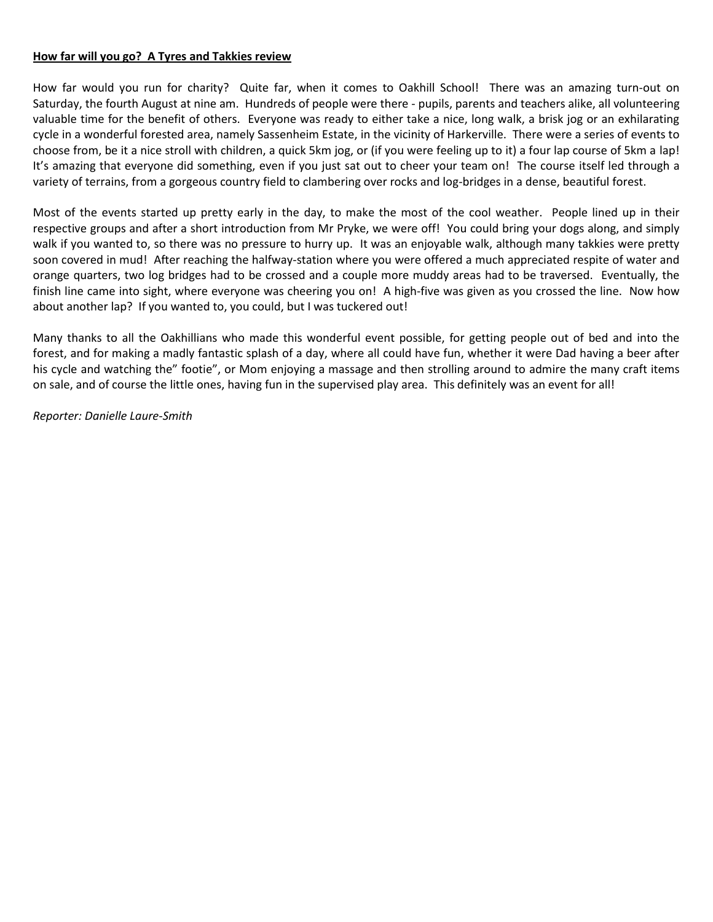**How far will you go? A Tyres and Takkies review**

How far would you run for charity? Quite far, when it comes to Oakhill School! There was an amazing turn-out on Saturday, the fourth August at nine am. Hundreds of people were there - pupils, parents and teachers alike, all volunteering valuable time for the benefit of others. Everyone was ready to either take a nice, long walk, a brisk jog or an exhilarating cycle in a wonderful forested area, namely Sassenheim Estate, in the vicinity of Harkerville. There were a series of events to choose from, be it a nice stroll with children, a quick 5km jog, or (if you were feeling up to it) a four lap course of 5km a lap! It's amazing that everyone did something, even if you just sat out to cheer your team on! The course itself led through a variety of terrains, from a gorgeous country field to clambering over rocks and log-bridges in a dense, beautiful forest.

Most of the events started up pretty early in the day, to make the most of the cool weather. People lined up in their respective groups and after a short introduction from Mr Pryke, we were off! You could bring your dogs along, and simply walk if you wanted to, so there was no pressure to hurry up. It was an enjoyable walk, although many takkies were pretty soon covered in mud! After reaching the halfway-station where you were offered a much appreciated respite of water and orange quarters, two log bridges had to be crossed and a couple more muddy areas had to be traversed. Eventually, the finish line came into sight, where everyone was cheering you on! A high-five was given as you crossed the line. Now how about another lap? If you wanted to, you could, but I was tuckered out!

Many thanks to all the Oakhillians who made this wonderful event possible, for getting people out of bed and into the forest, and for making a madly fantastic splash of a day, where all could have fun, whether it were Dad having a beer after his cycle and watching the" footie", or Mom enjoying a massage and then strolling around to admire the many craft items on sale, and of course the little ones, having fun in the supervised play area. This definitely was an event for all!

*Reporter: Danielle Laure-Smith*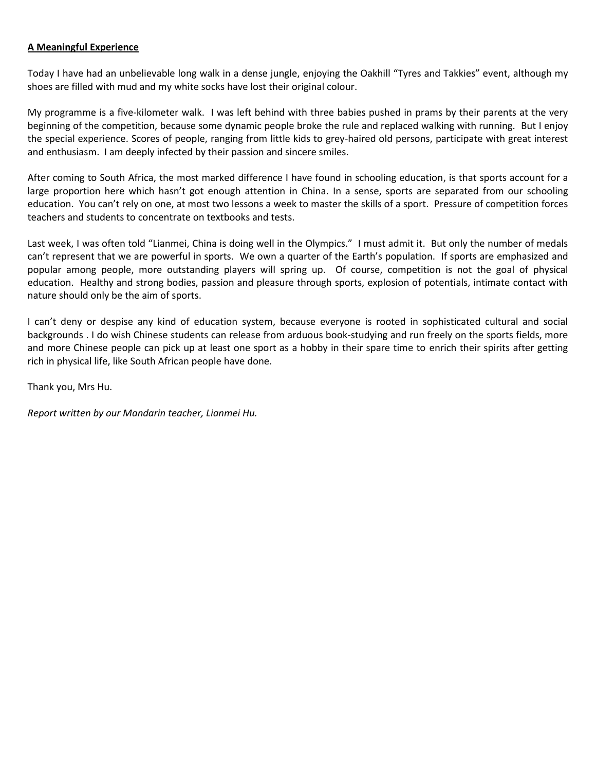**A Meaningful Experience**

Today I have had an unbelievable long walk in a dense jungle, enjoying the Oakhill "Tyres and Takkies" event, although my shoes are filled with mud and my white socks have lost their original colour.

My programme is a five-kilometer walk. I was left behind with three babies pushed in prams by their parents at the very beginning of the competition, because some dynamic people broke the rule and replaced walking with running. But I enjoy the special experience. Scores of people, ranging from little kids to grey-haired old persons, participate with great interest and enthusiasm. I am deeply infected by their passion and sincere smiles.

After coming to South Africa, the most marked difference I have found in schooling education, is that sports account for a large proportion here which hasn't got enough attention in China. In a sense, sports are separated from our schooling education. You can't rely on one, at most two lessons a week to master the skills of a sport. Pressure of competition forces teachers and students to concentrate on textbooks and tests.

Last week, I was often told "Lianmei, China is doing well in the Olympics." I must admit it. But only the number of medals can't represent that we are powerful in sports. We own a quarter of the Earth's population. If sports are emphasized and popular among people, more outstanding players will spring up. Of course, competition is not the goal of physical education. Healthy and strong bodies, passion and pleasure through sports, explosion of potentials, intimate contact with nature should only be the aim of sports.

I can't deny or despise any kind of education system, because everyone is rooted in sophisticated cultural and social backgrounds . I do wish Chinese students can release from arduous book-studying and run freely on the sports fields, more and more Chinese people can pick up at least one sport as a hobby in their spare time to enrich their spirits after getting rich in physical life, like South African people have done.

Thank you, Mrs Hu.

*Report written by our Mandarin teacher, Lianmei Hu.*